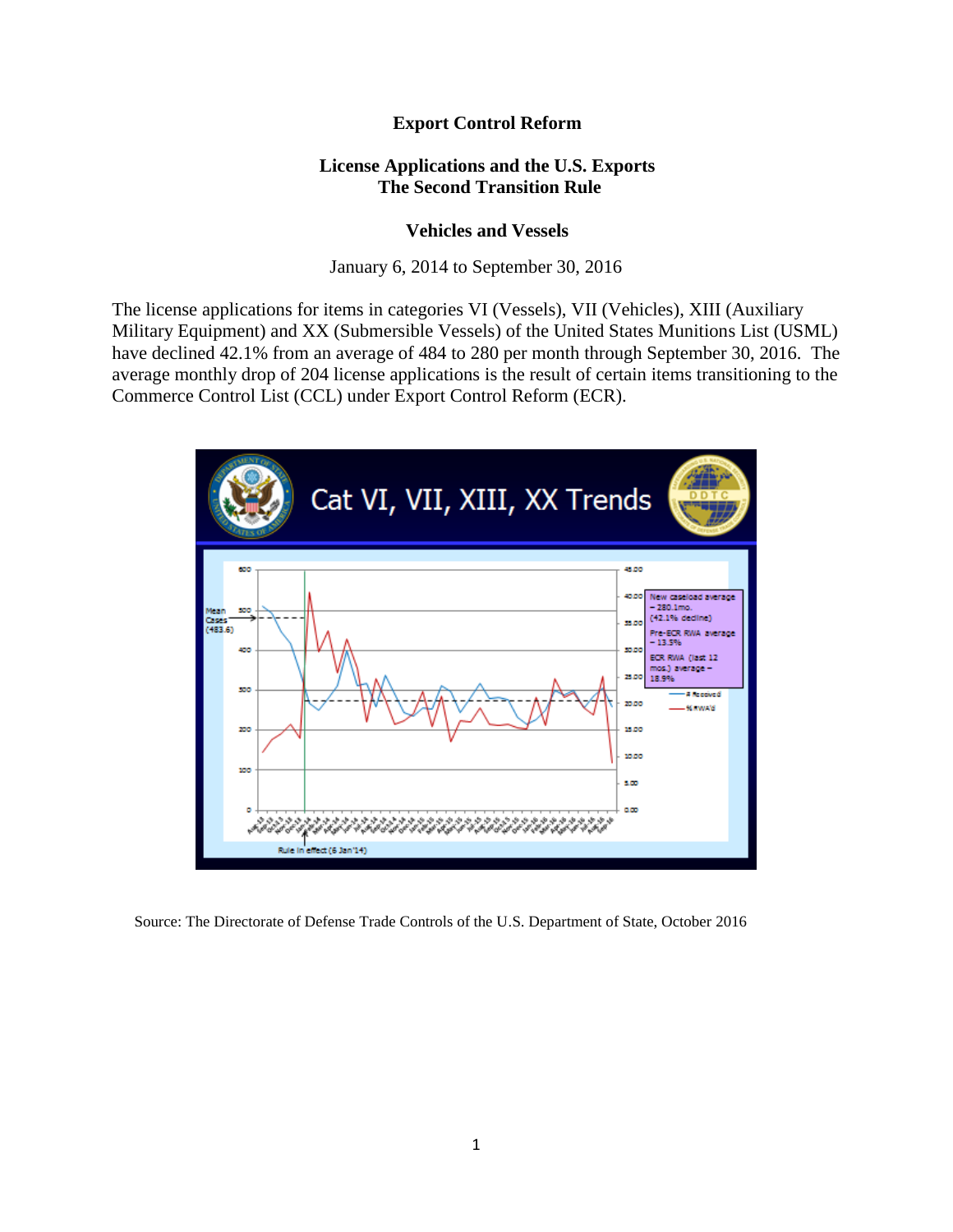# Export Control Reform

## License Applications and the U.S. Exports
## The Second Transition Rule

### Vehicles and Vessels

January 6, 2014 to September 30, 2016

The license applications for items in categories VI (Vessels), VII (Vehicles), XIII (Auxiliary Military Equipment) and XX (Submersible Vessels) of the United States Munitions List (USML) have declined 42.1% from an average of 484 to 280 per month through September 30, 2016. The average monthly drop of 204 license applications is the result of certain items transitioning to the Commerce Control List (CCL) under Export Control Reform (ECR).

Source: The Directorate of Defense Trade Controls of the U.S. Department of State, October 2016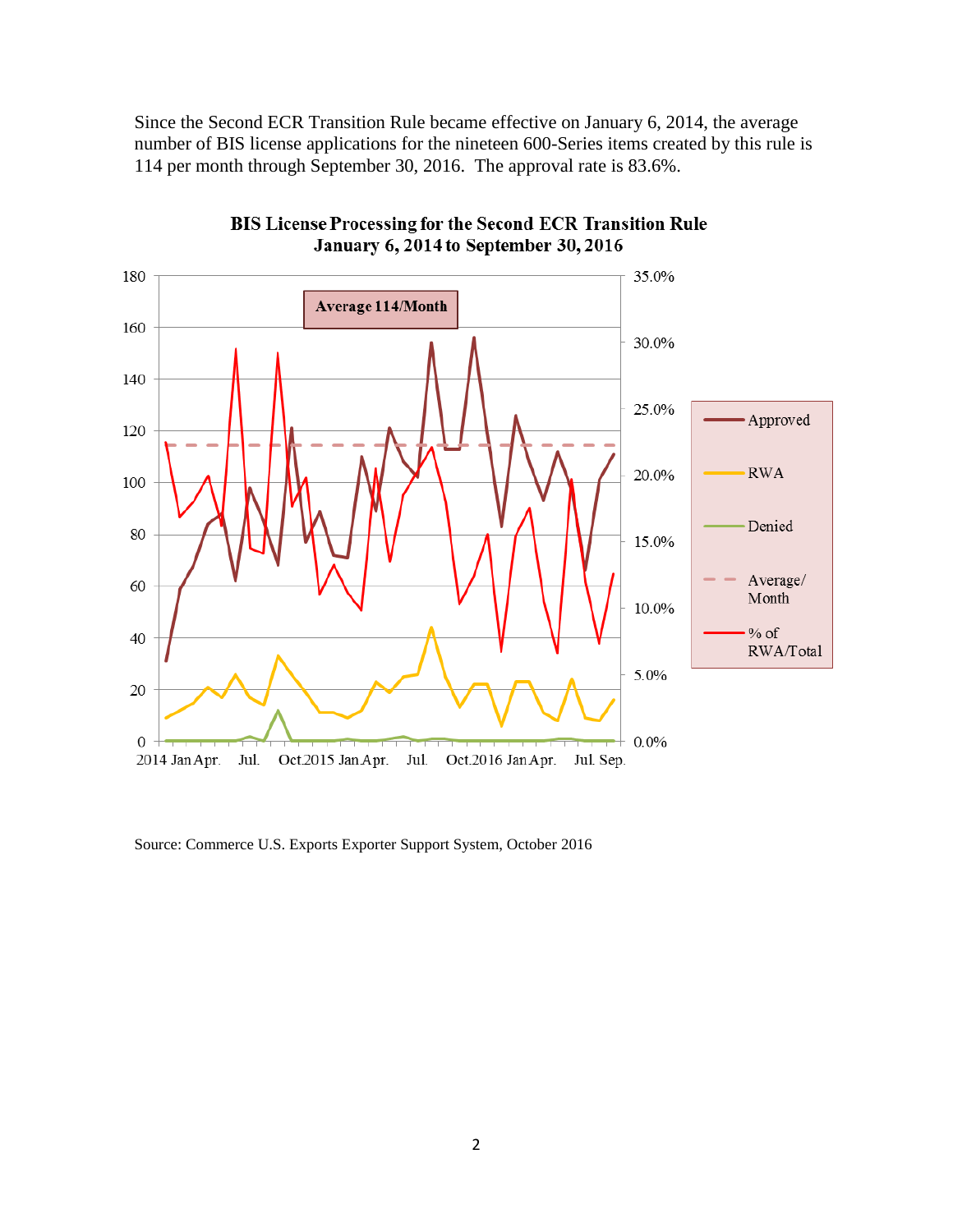Since the Second ECR Transition Rule became effective on January 6, 2014, the average number of BIS license applications for the nineteen 600-Series items created by this rule is 114 per month through September 30, 2016. The approval rate is 83.6%.

**BIS License Processing for the Second ECR Transition Rule**
**January 6, 2014 to September 30, 2016**

Source: Commerce U.S. Exports Exporter Support System, October 2016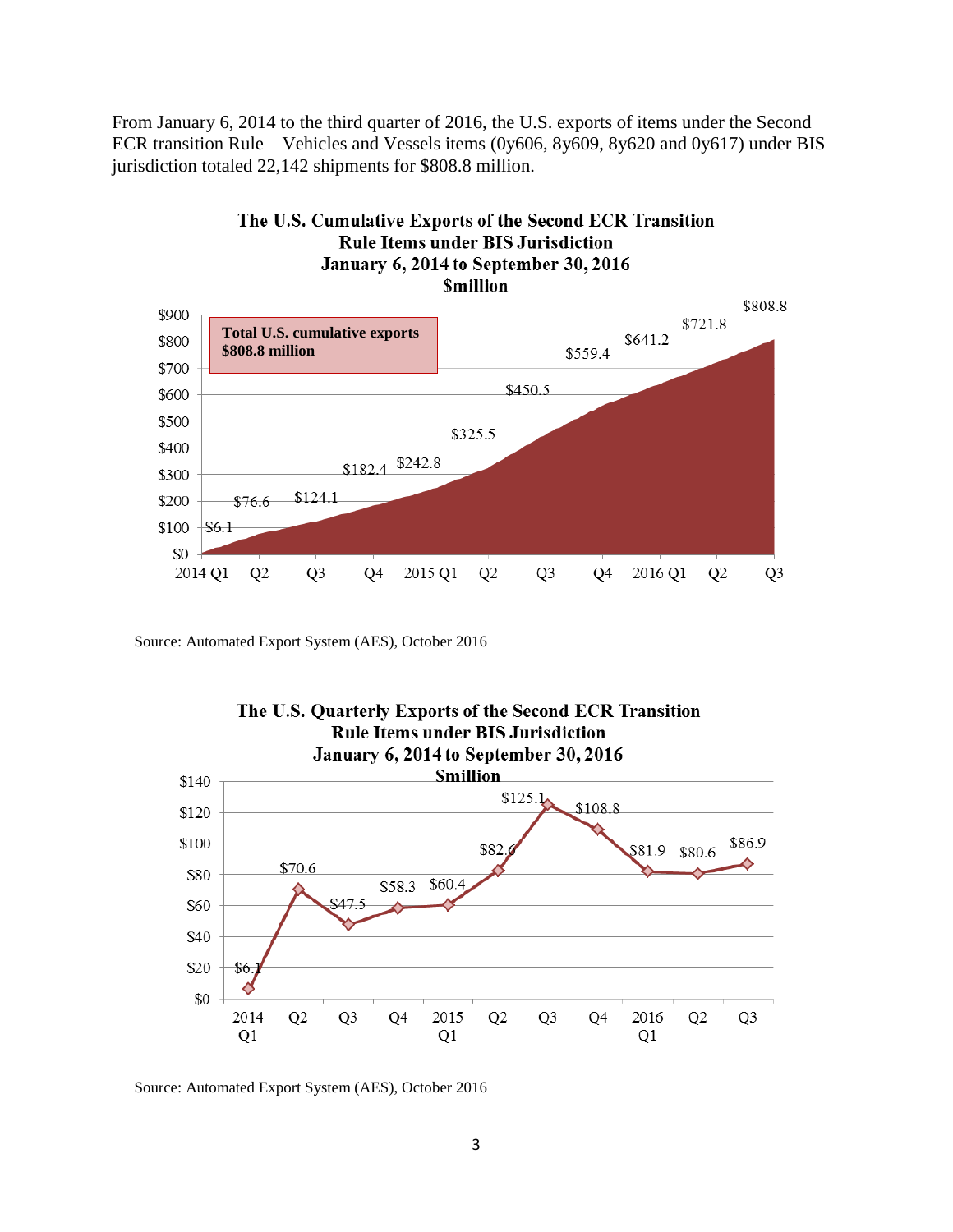From January 6, 2014 to the third quarter of 2016, the U.S. exports of items under the Second ECR transition Rule – Vehicles and Vessels items (0y606, 8y609, 8y620 and 0y617) under BIS jurisdiction totaled 22,142 shipments for $808.8 million.

**The U.S. Cumulative Exports of the Second ECR Transition Rule Items under BIS Jurisdiction January 6, 2014 to September 30, 2016 $million**

Total U.S. cumulative exports $808.8 million

| Quarter | Cumulative exports ($million) |
|---|---|
| 2014 Q1 | $6.1 |
| Q2 | $76.6 |
| Q3 | $124.1 |
| Q4 | $182.4 |
| 2015 Q1 | $242.8 |
| Q2 | $325.5 |
| Q3 | $450.5 |
| Q4 | $559.4 |
| 2016 Q1 | $641.2 |
| Q2 | $721.8 |
| Q3 | $808.8 |

Source: Automated Export System (AES), October 2016

**The U.S. Quarterly Exports of the Second ECR Transition Rule Items under BIS Jurisdiction January 6, 2014 to September 30, 2016 $million**

| Quarter | Quarterly exports ($million) |
|---|---|
| 2014 Q1 | $6.1 |
| Q2 | $70.6 |
| Q3 | $47.5 |
| Q4 | $58.3 |
| 2015 Q1 | $60.4 |
| Q2 | $82.6 |
| Q3 | $125.1 |
| Q4 | $108.8 |
| 2016 Q1 | $81.9 |
| Q2 | $80.6 |
| Q3 | $86.9 |

Source: Automated Export System (AES), October 2016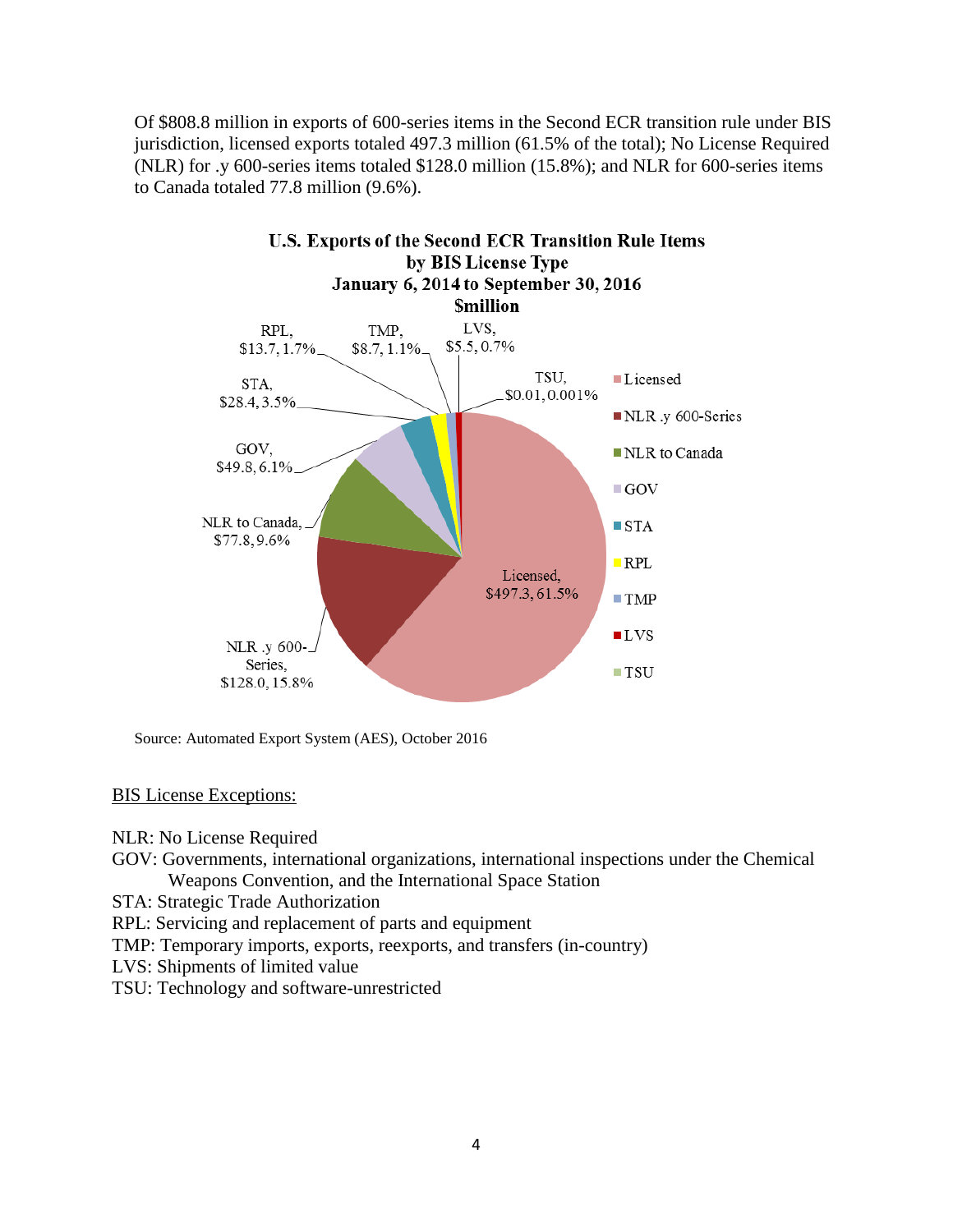Of $808.8 million in exports of 600-series items in the Second ECR transition rule under BIS jurisdiction, licensed exports totaled 497.3 million (61.5% of the total); No License Required (NLR) for .y 600-series items totaled $128.0 million (15.8%); and NLR for 600-series items to Canada totaled 77.8 million (9.6%).

**U.S. Exports of the Second ECR Transition Rule Items by BIS License Type January 6, 2014 to September 30, 2016 $million**

Licensed, $497.3, 61.5%
NLR .y 600-Series, $128.0, 15.8%
NLR to Canada, $77.8, 9.6%
GOV, $49.8, 6.1%
STA, $28.4, 3.5%
RPL, $13.7, 1.7%
TMP, $8.7, 1.1%
LVS, $5.5, 0.7%
TSU, $0.01, 0.001%

Licensed
NLR .y 600-Series
NLR to Canada
GOV
STA
RPL
TMP
LVS
TSU

Source: Automated Export System (AES), October 2016

BIS License Exceptions:

NLR: No License Required
GOV: Governments, international organizations, international inspections under the Chemical Weapons Convention, and the International Space Station
STA: Strategic Trade Authorization
RPL: Servicing and replacement of parts and equipment
TMP: Temporary imports, exports, reexports, and transfers (in-country)
LVS: Shipments of limited value
TSU: Technology and software-unrestricted